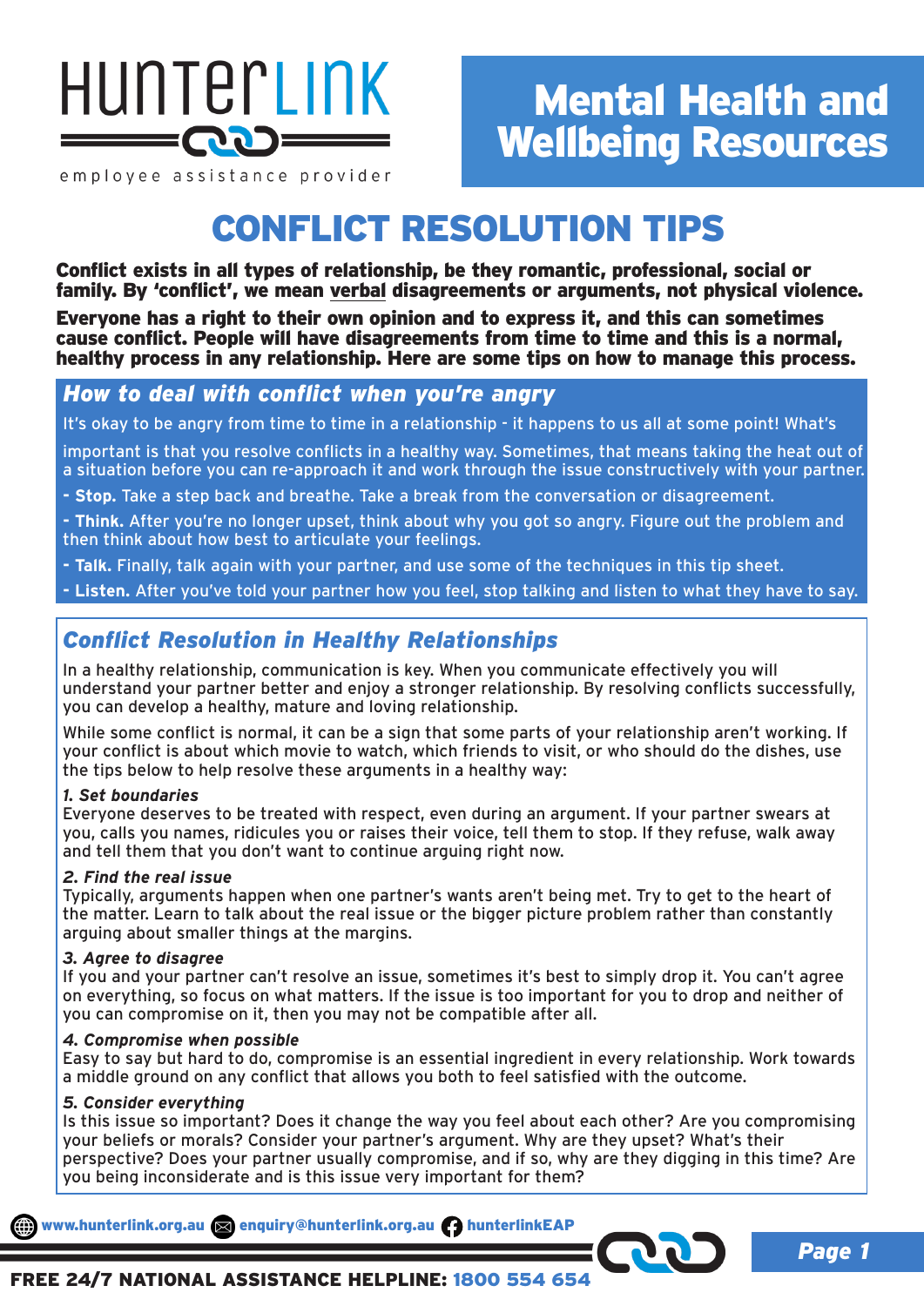HunterLink

employee assistance provider

# Mental Health and Wellbeing Resources

# CONFLICT RESOLUTION TIPS

**Conflict exists in all types of relationship, be they romantic, professional, social or family. By 'conflict', we mean verbal disagreements or arguments, not physical violence.**

**Everyone has a right to their own opinion and to express it, and this can sometimes cause conflict. People will have disagreements from time to time and this is a normal, healthy process in any relationship. Here are some tips on how to manage this process.**

## *How to deal with conflict when you're angry*

It's okay to be angry from time to time in a relationship - it happens to us all at some point! What's important is that you resolve conflicts in a healthy way. Sometimes, that means taking the heat out of a situation before you can re-approach it and work through the issue constructively with your partner.

- **Stop.** Take a step back and breathe. Take a break from the conversation or disagreement.
- **Think.** After you're no longer upset, think about why you got so angry. Figure out the problem and then think about how best to articulate your feelings.
- **Talk.** Finally, talk again with your partner, and use some of the techniques in this tip sheet.
- **Listen.** After you've told your partner how you feel, stop talking and listen to what they have to say.

## *Conflict Resolution in Healthy Relationships*

In a healthy relationship, communication is key. When you communicate effectively you will understand your partner better and enjoy a stronger relationship. By resolving conflicts successfully, you can develop a healthy, mature and loving relationship.

While some conflict is normal, it can be a sign that some parts of your relationship aren't working. If your conflict is about which movie to watch, which friends to visit, or who should do the dishes, use the tips below to help resolve these arguments in a healthy way:

***1. Set boundaries***
Everyone deserves to be treated with respect, even during an argument. If your partner swears at you, calls you names, ridicules you or raises their voice, tell them to stop. If they refuse, walk away and tell them that you don't want to continue arguing right now.

***2. Find the real issue***
Typically, arguments happen when one partner's wants aren't being met. Try to get to the heart of the matter. Learn to talk about the real issue or the bigger picture problem rather than constantly arguing about smaller things at the margins.

***3. Agree to disagree***
If you and your partner can't resolve an issue, sometimes it's best to simply drop it. You can't agree on everything, so focus on what matters. If the issue is too important for you to drop and neither of you can compromise on it, then you may not be compatible after all.

***4. Compromise when possible***
Easy to say but hard to do, compromise is an essential ingredient in every relationship. Work towards a middle ground on any conflict that allows you both to feel satisfied with the outcome.

***5. Consider everything***
Is this issue so important? Does it change the way you feel about each other? Are you compromising your beliefs or morals? Consider your partner's argument. Why are they upset? What's their perspective? Does your partner usually compromise, and if so, why are they digging in this time? Are you being inconsiderate and is this issue very important for them?

www.hunterlink.org.au enquiry@hunterlink.org.au hunterlinkEAP

**FREE 24/7 NATIONAL ASSISTANCE HELPLINE: 1800 554 654**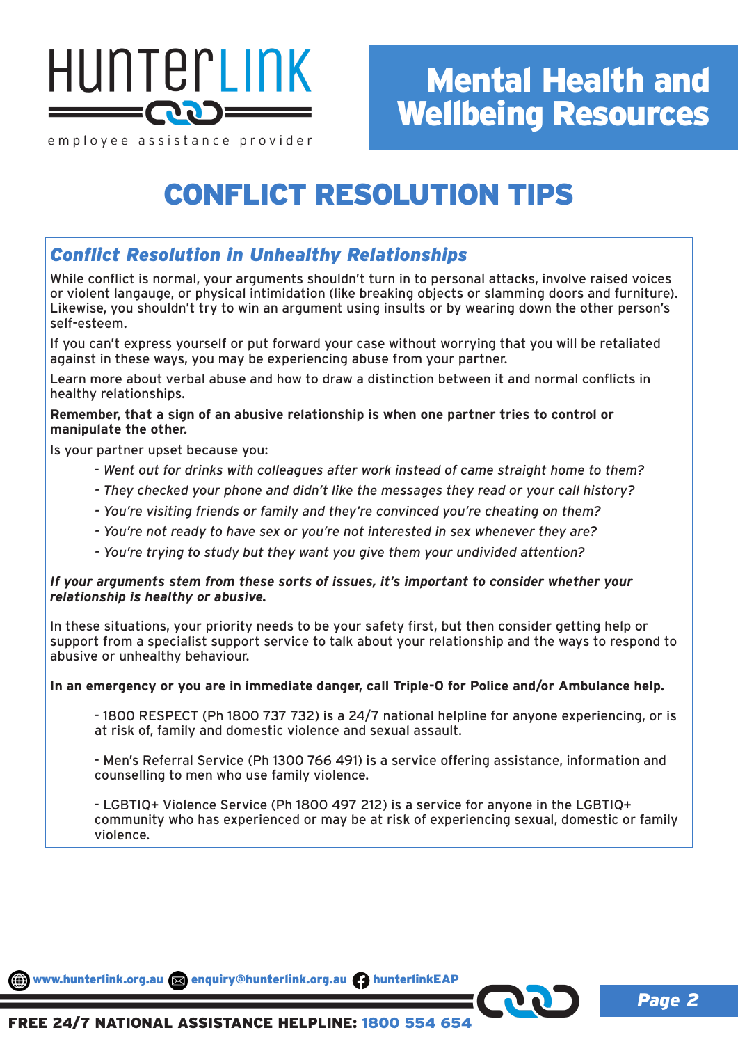# CONFLICT RESOLUTION TIPS

## *Conflict Resolution in Unhealthy Relationships*

While conflict is normal, your arguments shouldn't turn in to personal attacks, involve raised voices or violent langauge, or physical intimidation (like breaking objects or slamming doors and furniture). Likewise, you shouldn't try to win an argument using insults or by wearing down the other person's self-esteem.

If you can't express yourself or put forward your case without worrying that you will be retaliated against in these ways, you may be experiencing abuse from your partner.

Learn more about verbal abuse and how to draw a distinction between it and normal conflicts in healthy relationships.

**Remember, that a sign of an abusive relationship is when one partner tries to control or manipulate the other.**

Is your partner upset because you:

- *Went out for drinks with colleagues after work instead of came straight home to them?*
- *They checked your phone and didn't like the messages they read or your call history?*
- *You're visiting friends or family and they're convinced you're cheating on them?*
- *You're not ready to have sex or you're not interested in sex whenever they are?*
- *You're trying to study but they want you give them your undivided attention?*

***If your arguments stem from these sorts of issues, it's important to consider whether your relationship is healthy or abusive.***

In these situations, your priority needs to be your safety first, but then consider getting help or support from a specialist support service to talk about your relationship and the ways to respond to abusive or unhealthy behaviour.

<u>**In an emergency or you are in immediate danger, call Triple-O for Police and/or Ambulance help.**</u>

- 1800 RESPECT (Ph 1800 737 732) is a 24/7 national helpline for anyone experiencing, or is at risk of, family and domestic violence and sexual assault.

- Men's Referral Service (Ph 1300 766 491) is a service offering assistance, information and counselling to men who use family violence.

- LGBTIQ+ Violence Service (Ph 1800 497 212) is a service for anyone in the LGBTIQ+ community who has experienced or may be at risk of experiencing sexual, domestic or family violence.